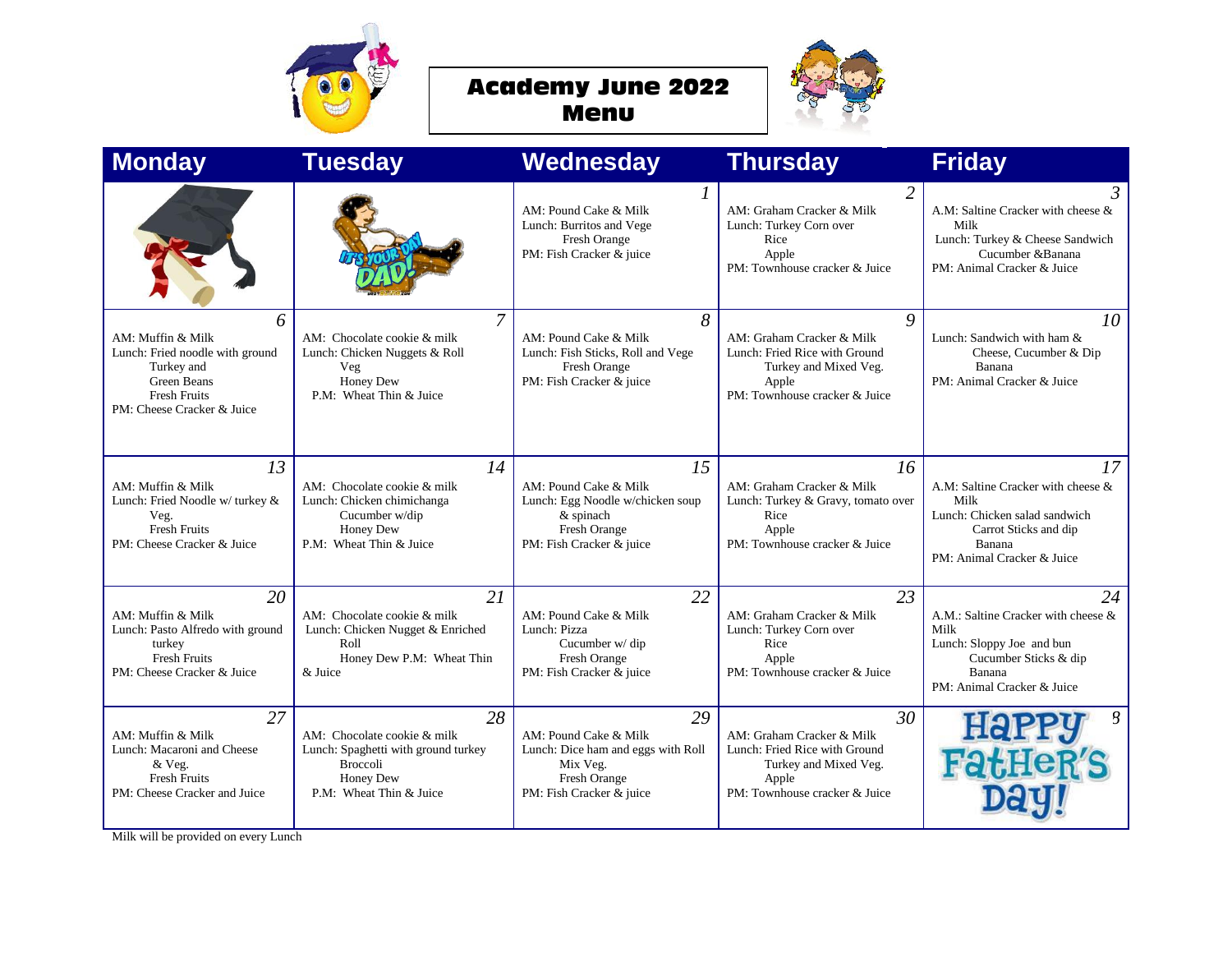# Academy June 2022 Menu

| Monday | Tuesday | Wednesday | Thursday | Friday |
|---|---|---|---|---|
| | It's your day DAD! | *1*<br>AM: Pound Cake & Milk<br>Lunch: Burritos and Vege<br>Fresh Orange<br>PM: Fish Cracker & juice | *2*<br>AM: Graham Cracker & Milk<br>Lunch: Turkey Corn over Rice<br>Apple<br>PM: Townhouse cracker & Juice | *3*<br>A.M: Saltine Cracker with cheese & Milk<br>Lunch: Turkey & Cheese Sandwich<br>Cucumber &Banana<br>PM: Animal Cracker & Juice |
| *6*<br>AM: Muffin & Milk<br>Lunch: Fried noodle with ground Turkey and<br>Green Beans<br>Fresh Fruits<br>PM: Cheese Cracker & Juice | *7*<br>AM: Chocolate cookie & milk<br>Lunch: Chicken Nuggets & Roll<br>Veg<br>Honey Dew<br>P.M: Wheat Thin & Juice | *8*<br>AM: Pound Cake & Milk<br>Lunch: Fish Sticks, Roll and Vege<br>Fresh Orange<br>PM: Fish Cracker & juice | *9*<br>AM: Graham Cracker & Milk<br>Lunch: Fried Rice with Ground Turkey and Mixed Veg.<br>Apple<br>PM: Townhouse cracker & Juice | *10*<br>Lunch: Sandwich with ham & Cheese, Cucumber & Dip<br>Banana<br>PM: Animal Cracker & Juice |
| *13*<br>AM: Muffin & Milk<br>Lunch: Fried Noodle w/ turkey & Veg.<br>Fresh Fruits<br>PM: Cheese Cracker & Juice | *14*<br>AM: Chocolate cookie & milk<br>Lunch: Chicken chimichanga<br>Cucumber w/dip<br>Honey Dew<br>P.M: Wheat Thin & Juice | *15*<br>AM: Pound Cake & Milk<br>Lunch: Egg Noodle w/chicken soup & spinach<br>Fresh Orange<br>PM: Fish Cracker & juice | *16*<br>AM: Graham Cracker & Milk<br>Lunch: Turkey & Gravy, tomato over Rice<br>Apple<br>PM: Townhouse cracker & Juice | *17*<br>A.M: Saltine Cracker with cheese & Milk<br>Lunch: Chicken salad sandwich<br>Carrot Sticks and dip<br>Banana<br>PM: Animal Cracker & Juice |
| *20*<br>AM: Muffin & Milk<br>Lunch: Pasto Alfredo with ground turkey<br>Fresh Fruits<br>PM: Cheese Cracker & Juice | *21*<br>AM: Chocolate cookie & milk<br>Lunch: Chicken Nugget & Enriched Roll<br>Honey Dew P.M: Wheat Thin & Juice | *22*<br>AM: Pound Cake & Milk<br>Lunch: Pizza<br>Cucumber w/ dip<br>Fresh Orange<br>PM: Fish Cracker & juice | *23*<br>AM: Graham Cracker & Milk<br>Lunch: Turkey Corn over Rice<br>Apple<br>PM: Townhouse cracker & Juice | *24*<br>A.M.: Saltine Cracker with cheese & Milk<br>Lunch: Sloppy Joe and bun<br>Cucumber Sticks & dip<br>Banana<br>PM: Animal Cracker & Juice |
| *27*<br>AM: Muffin & Milk<br>Lunch: Macaroni and Cheese & Veg.<br>Fresh Fruits<br>PM: Cheese Cracker and Juice | *28*<br>AM: Chocolate cookie & milk<br>Lunch: Spaghetti with ground turkey<br>Broccoli<br>Honey Dew<br>P.M: Wheat Thin & Juice | *29*<br>AM: Pound Cake & Milk<br>Lunch: Dice ham and eggs with Roll<br>Mix Veg.<br>Fresh Orange<br>PM: Fish Cracker & juice | *30*<br>AM: Graham Cracker & Milk<br>Lunch: Fried Rice with Ground Turkey and Mixed Veg.<br>Apple<br>PM: Townhouse cracker & Juice | Happy Father's Day! |

Milk will be provided on every Lunch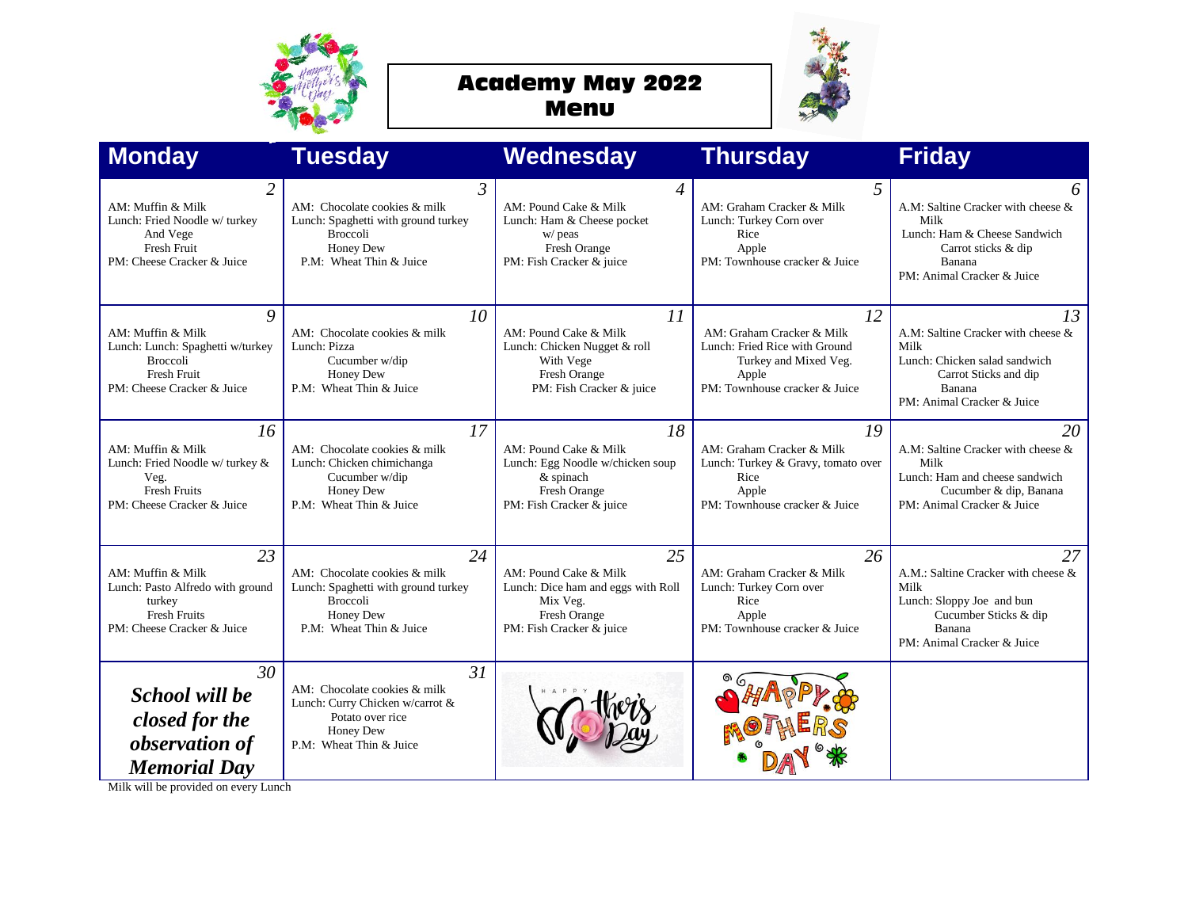# Academy May 2022 Menu

| Monday | Tuesday | Wednesday | Thursday | Friday |
|---|---|---|---|---|
| *2* AM: Muffin & Milk Lunch: Fried Noodle w/ turkey And Vege Fresh Fruit PM: Cheese Cracker & Juice | *3* AM: Chocolate cookies & milk Lunch: Spaghetti with ground turkey Broccoli Honey Dew P.M: Wheat Thin & Juice | *4* AM: Pound Cake & Milk Lunch: Ham & Cheese pocket w/ peas Fresh Orange PM: Fish Cracker & juice | *5* AM: Graham Cracker & Milk Lunch: Turkey Corn over Rice Apple PM: Townhouse cracker & Juice | *6* A.M: Saltine Cracker with cheese & Milk Lunch: Ham & Cheese Sandwich Carrot sticks & dip Banana PM: Animal Cracker & Juice |
| *9* AM: Muffin & Milk Lunch: Lunch: Spaghetti w/turkey Broccoli Fresh Fruit PM: Cheese Cracker & Juice | *10* AM: Chocolate cookies & milk Lunch: Pizza Cucumber w/dip Honey Dew P.M: Wheat Thin & Juice | *11* AM: Pound Cake & Milk Lunch: Chicken Nugget & roll With Vege Fresh Orange PM: Fish Cracker & juice | *12* AM: Graham Cracker & Milk Lunch: Fried Rice with Ground Turkey and Mixed Veg. Apple PM: Townhouse cracker & Juice | *13* A.M: Saltine Cracker with cheese & Milk Lunch: Chicken salad sandwich Carrot Sticks and dip Banana PM: Animal Cracker & Juice |
| *16* AM: Muffin & Milk Lunch: Fried Noodle w/ turkey & Veg. Fresh Fruits PM: Cheese Cracker & Juice | *17* AM: Chocolate cookies & milk Lunch: Chicken chimichanga Cucumber w/dip Honey Dew P.M: Wheat Thin & Juice | *18* AM: Pound Cake & Milk Lunch: Egg Noodle w/chicken soup & spinach Fresh Orange PM: Fish Cracker & juice | *19* AM: Graham Cracker & Milk Lunch: Turkey & Gravy, tomato over Rice Apple PM: Townhouse cracker & Juice | *20* A.M: Saltine Cracker with cheese & Milk Lunch: Ham and cheese sandwich Cucumber & dip, Banana PM: Animal Cracker & Juice |
| *23* AM: Muffin & Milk Lunch: Pasto Alfredo with ground turkey Fresh Fruits PM: Cheese Cracker & Juice | *24* AM: Chocolate cookies & milk Lunch: Spaghetti with ground turkey Broccoli Honey Dew P.M: Wheat Thin & Juice | *25* AM: Pound Cake & Milk Lunch: Dice ham and eggs with Roll Mix Veg. Fresh Orange PM: Fish Cracker & juice | *26* AM: Graham Cracker & Milk Lunch: Turkey Corn over Rice Apple PM: Townhouse cracker & Juice | *27* A.M.: Saltine Cracker with cheese & Milk Lunch: Sloppy Joe and bun Cucumber Sticks & dip Banana PM: Animal Cracker & Juice |
| *30* ***School will be closed for the observation of Memorial Day*** | *31* AM: Chocolate cookies & milk Lunch: Curry Chicken w/carrot & Potato over rice Honey Dew P.M: Wheat Thin & Juice | | | |

Milk will be provided on every Lunch